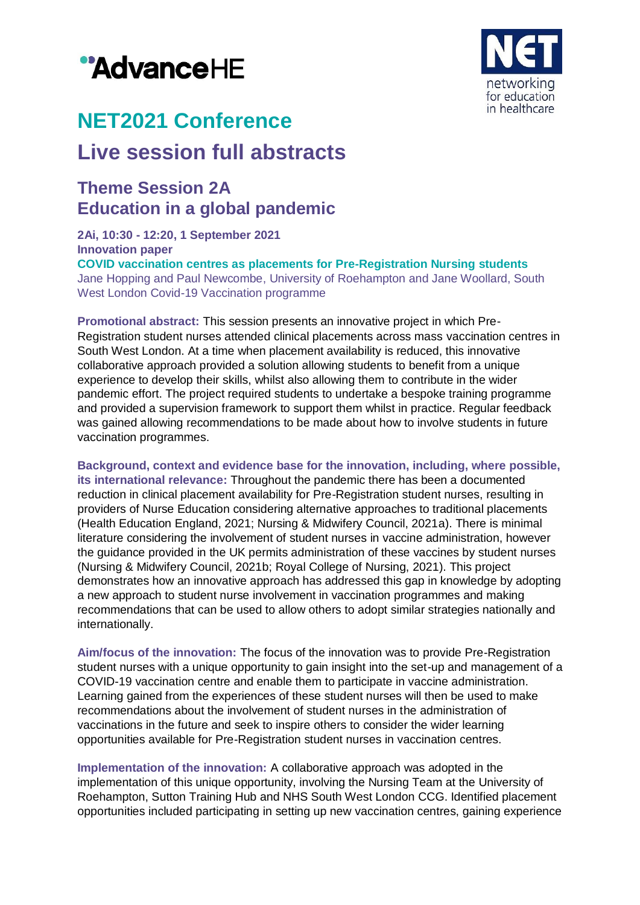# NET2021 Conference

# Live session full abstracts

## Theme Session 2A
## Education in a global pandemic

**2Ai, 10:30 - 12:20, 1 September 2021**
**Innovation paper**
**COVID vaccination centres as placements for Pre-Registration Nursing students**
Jane Hopping and Paul Newcombe, University of Roehampton and Jane Woollard, South West London Covid-19 Vaccination programme

**Promotional abstract:** This session presents an innovative project in which Pre-Registration student nurses attended clinical placements across mass vaccination centres in South West London. At a time when placement availability is reduced, this innovative collaborative approach provided a solution allowing students to benefit from a unique experience to develop their skills, whilst also allowing them to contribute in the wider pandemic effort. The project required students to undertake a bespoke training programme and provided a supervision framework to support them whilst in practice. Regular feedback was gained allowing recommendations to be made about how to involve students in future vaccination programmes.

**Background, context and evidence base for the innovation, including, where possible, its international relevance:** Throughout the pandemic there has been a documented reduction in clinical placement availability for Pre-Registration student nurses, resulting in providers of Nurse Education considering alternative approaches to traditional placements (Health Education England, 2021; Nursing & Midwifery Council, 2021a). There is minimal literature considering the involvement of student nurses in vaccine administration, however the guidance provided in the UK permits administration of these vaccines by student nurses (Nursing & Midwifery Council, 2021b; Royal College of Nursing, 2021). This project demonstrates how an innovative approach has addressed this gap in knowledge by adopting a new approach to student nurse involvement in vaccination programmes and making recommendations that can be used to allow others to adopt similar strategies nationally and internationally.

**Aim/focus of the innovation:** The focus of the innovation was to provide Pre-Registration student nurses with a unique opportunity to gain insight into the set-up and management of a COVID-19 vaccination centre and enable them to participate in vaccine administration. Learning gained from the experiences of these student nurses will then be used to make recommendations about the involvement of student nurses in the administration of vaccinations in the future and seek to inspire others to consider the wider learning opportunities available for Pre-Registration student nurses in vaccination centres.

**Implementation of the innovation:** A collaborative approach was adopted in the implementation of this unique opportunity, involving the Nursing Team at the University of Roehampton, Sutton Training Hub and NHS South West London CCG. Identified placement opportunities included participating in setting up new vaccination centres, gaining experience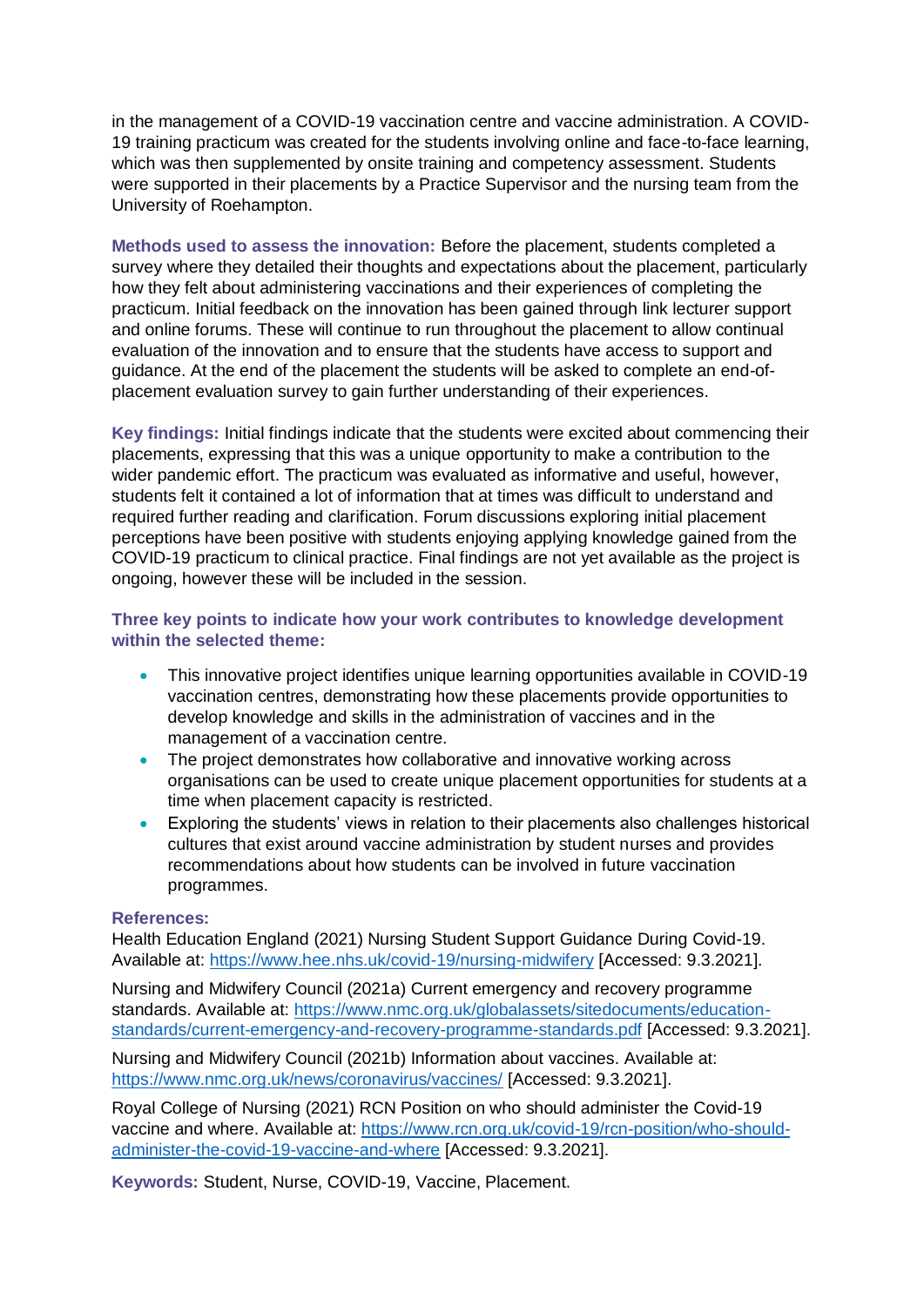in the management of a COVID-19 vaccination centre and vaccine administration. A COVID-19 training practicum was created for the students involving online and face-to-face learning, which was then supplemented by onsite training and competency assessment. Students were supported in their placements by a Practice Supervisor and the nursing team from the University of Roehampton.

**Methods used to assess the innovation:** Before the placement, students completed a survey where they detailed their thoughts and expectations about the placement, particularly how they felt about administering vaccinations and their experiences of completing the practicum. Initial feedback on the innovation has been gained through link lecturer support and online forums. These will continue to run throughout the placement to allow continual evaluation of the innovation and to ensure that the students have access to support and guidance. At the end of the placement the students will be asked to complete an end-of-placement evaluation survey to gain further understanding of their experiences.

**Key findings:** Initial findings indicate that the students were excited about commencing their placements, expressing that this was a unique opportunity to make a contribution to the wider pandemic effort. The practicum was evaluated as informative and useful, however, students felt it contained a lot of information that at times was difficult to understand and required further reading and clarification. Forum discussions exploring initial placement perceptions have been positive with students enjoying applying knowledge gained from the COVID-19 practicum to clinical practice. Final findings are not yet available as the project is ongoing, however these will be included in the session.

**Three key points to indicate how your work contributes to knowledge development within the selected theme:**

- This innovative project identifies unique learning opportunities available in COVID-19 vaccination centres, demonstrating how these placements provide opportunities to develop knowledge and skills in the administration of vaccines and in the management of a vaccination centre.
- The project demonstrates how collaborative and innovative working across organisations can be used to create unique placement opportunities for students at a time when placement capacity is restricted.
- Exploring the students' views in relation to their placements also challenges historical cultures that exist around vaccine administration by student nurses and provides recommendations about how students can be involved in future vaccination programmes.

**References:**

Health Education England (2021) Nursing Student Support Guidance During Covid-19. Available at: https://www.hee.nhs.uk/covid-19/nursing-midwifery [Accessed: 9.3.2021].

Nursing and Midwifery Council (2021a) Current emergency and recovery programme standards. Available at: https://www.nmc.org.uk/globalassets/sitedocuments/education-standards/current-emergency-and-recovery-programme-standards.pdf [Accessed: 9.3.2021].

Nursing and Midwifery Council (2021b) Information about vaccines. Available at: https://www.nmc.org.uk/news/coronavirus/vaccines/ [Accessed: 9.3.2021].

Royal College of Nursing (2021) RCN Position on who should administer the Covid-19 vaccine and where. Available at: https://www.rcn.org.uk/covid-19/rcn-position/who-should-administer-the-covid-19-vaccine-and-where [Accessed: 9.3.2021].

**Keywords:** Student, Nurse, COVID-19, Vaccine, Placement.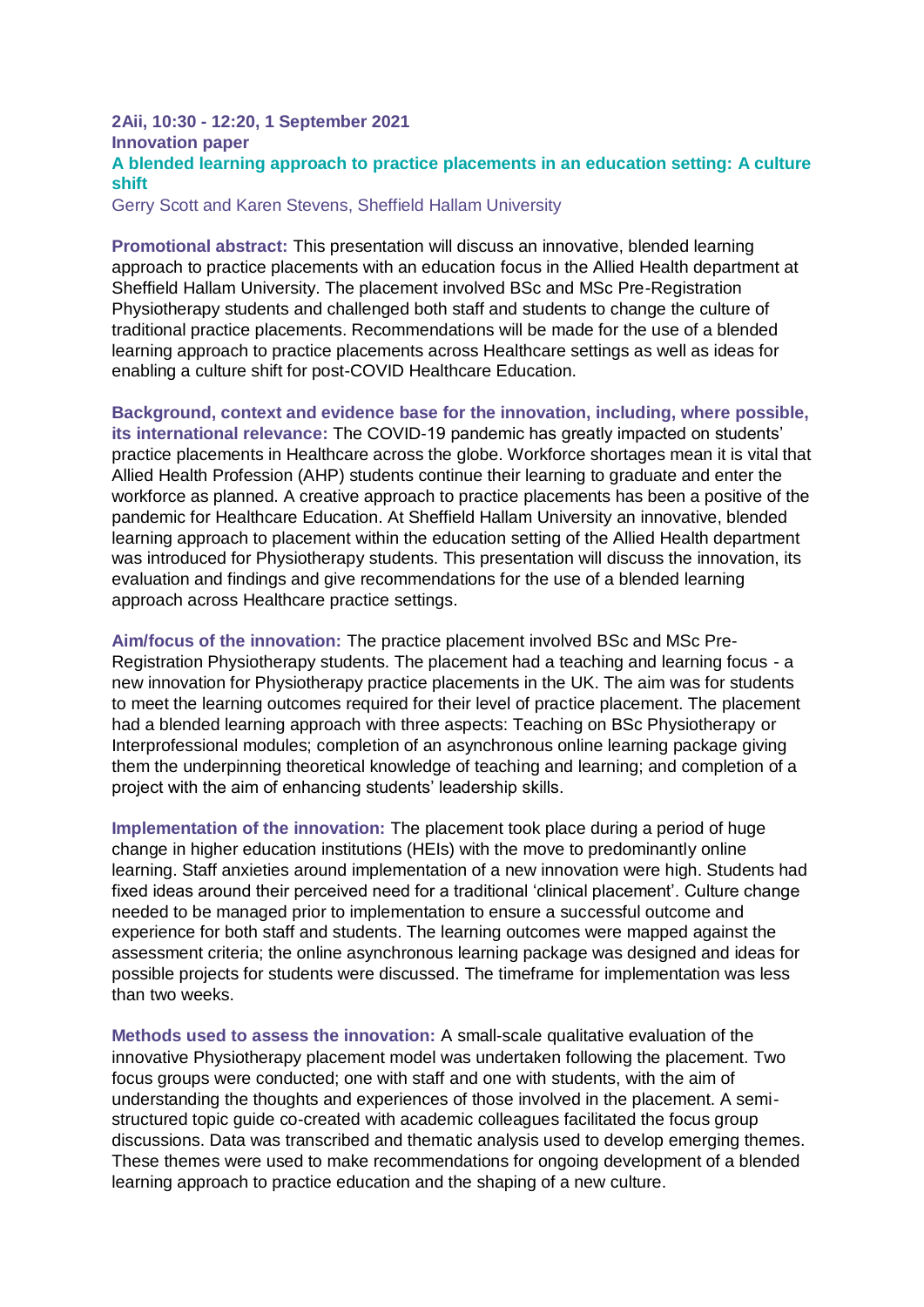**2Aii, 10:30 - 12:20, 1 September 2021**

**Innovation paper**

## A blended learning approach to practice placements in an education setting: A culture shift

Gerry Scott and Karen Stevens, Sheffield Hallam University

**Promotional abstract:** This presentation will discuss an innovative, blended learning approach to practice placements with an education focus in the Allied Health department at Sheffield Hallam University. The placement involved BSc and MSc Pre-Registration Physiotherapy students and challenged both staff and students to change the culture of traditional practice placements. Recommendations will be made for the use of a blended learning approach to practice placements across Healthcare settings as well as ideas for enabling a culture shift for post-COVID Healthcare Education.

**Background, context and evidence base for the innovation, including, where possible, its international relevance:** The COVID-19 pandemic has greatly impacted on students' practice placements in Healthcare across the globe. Workforce shortages mean it is vital that Allied Health Profession (AHP) students continue their learning to graduate and enter the workforce as planned. A creative approach to practice placements has been a positive of the pandemic for Healthcare Education. At Sheffield Hallam University an innovative, blended learning approach to placement within the education setting of the Allied Health department was introduced for Physiotherapy students. This presentation will discuss the innovation, its evaluation and findings and give recommendations for the use of a blended learning approach across Healthcare practice settings.

**Aim/focus of the innovation:** The practice placement involved BSc and MSc Pre-Registration Physiotherapy students. The placement had a teaching and learning focus - a new innovation for Physiotherapy practice placements in the UK. The aim was for students to meet the learning outcomes required for their level of practice placement. The placement had a blended learning approach with three aspects: Teaching on BSc Physiotherapy or Interprofessional modules; completion of an asynchronous online learning package giving them the underpinning theoretical knowledge of teaching and learning; and completion of a project with the aim of enhancing students' leadership skills.

**Implementation of the innovation:** The placement took place during a period of huge change in higher education institutions (HEIs) with the move to predominantly online learning. Staff anxieties around implementation of a new innovation were high. Students had fixed ideas around their perceived need for a traditional 'clinical placement'. Culture change needed to be managed prior to implementation to ensure a successful outcome and experience for both staff and students. The learning outcomes were mapped against the assessment criteria; the online asynchronous learning package was designed and ideas for possible projects for students were discussed. The timeframe for implementation was less than two weeks.

**Methods used to assess the innovation:** A small-scale qualitative evaluation of the innovative Physiotherapy placement model was undertaken following the placement. Two focus groups were conducted; one with staff and one with students, with the aim of understanding the thoughts and experiences of those involved in the placement. A semi-structured topic guide co-created with academic colleagues facilitated the focus group discussions. Data was transcribed and thematic analysis used to develop emerging themes. These themes were used to make recommendations for ongoing development of a blended learning approach to practice education and the shaping of a new culture.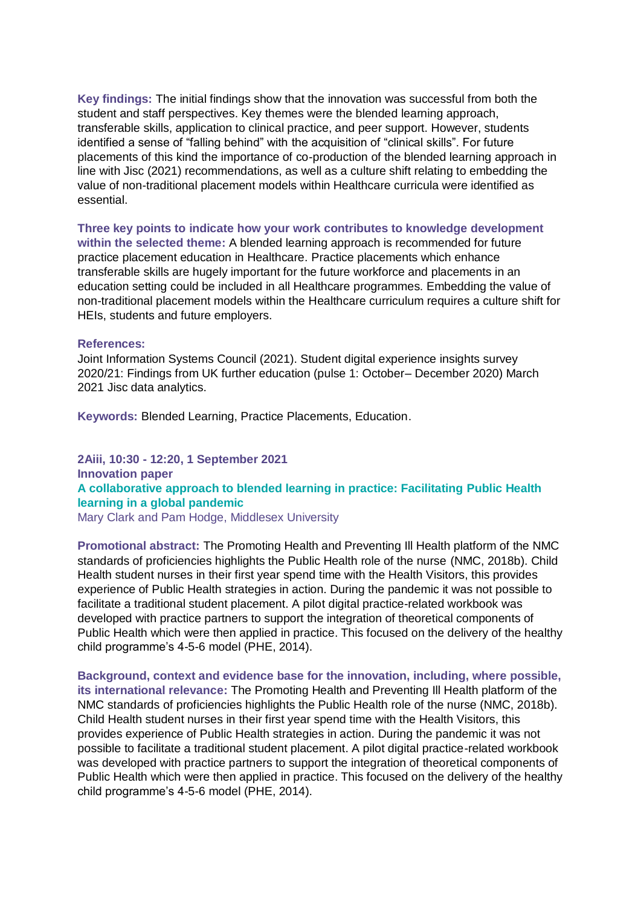**Key findings:** The initial findings show that the innovation was successful from both the student and staff perspectives. Key themes were the blended learning approach, transferable skills, application to clinical practice, and peer support. However, students identified a sense of "falling behind" with the acquisition of "clinical skills". For future placements of this kind the importance of co-production of the blended learning approach in line with Jisc (2021) recommendations, as well as a culture shift relating to embedding the value of non-traditional placement models within Healthcare curricula were identified as essential.

**Three key points to indicate how your work contributes to knowledge development within the selected theme:** A blended learning approach is recommended for future practice placement education in Healthcare. Practice placements which enhance transferable skills are hugely important for the future workforce and placements in an education setting could be included in all Healthcare programmes. Embedding the value of non-traditional placement models within the Healthcare curriculum requires a culture shift for HEIs, students and future employers.

**References:**

Joint Information Systems Council (2021). Student digital experience insights survey 2020/21: Findings from UK further education (pulse 1: October– December 2020) March 2021 Jisc data analytics.

**Keywords:** Blended Learning, Practice Placements, Education.

**2Aiii, 10:30 - 12:20, 1 September 2021**
**Innovation paper**

## A collaborative approach to blended learning in practice: Facilitating Public Health learning in a global pandemic

Mary Clark and Pam Hodge, Middlesex University

**Promotional abstract:** The Promoting Health and Preventing Ill Health platform of the NMC standards of proficiencies highlights the Public Health role of the nurse (NMC, 2018b). Child Health student nurses in their first year spend time with the Health Visitors, this provides experience of Public Health strategies in action. During the pandemic it was not possible to facilitate a traditional student placement. A pilot digital practice-related workbook was developed with practice partners to support the integration of theoretical components of Public Health which were then applied in practice. This focused on the delivery of the healthy child programme's 4-5-6 model (PHE, 2014).

**Background, context and evidence base for the innovation, including, where possible, its international relevance:** The Promoting Health and Preventing Ill Health platform of the NMC standards of proficiencies highlights the Public Health role of the nurse (NMC, 2018b). Child Health student nurses in their first year spend time with the Health Visitors, this provides experience of Public Health strategies in action. During the pandemic it was not possible to facilitate a traditional student placement. A pilot digital practice-related workbook was developed with practice partners to support the integration of theoretical components of Public Health which were then applied in practice. This focused on the delivery of the healthy child programme's 4-5-6 model (PHE, 2014).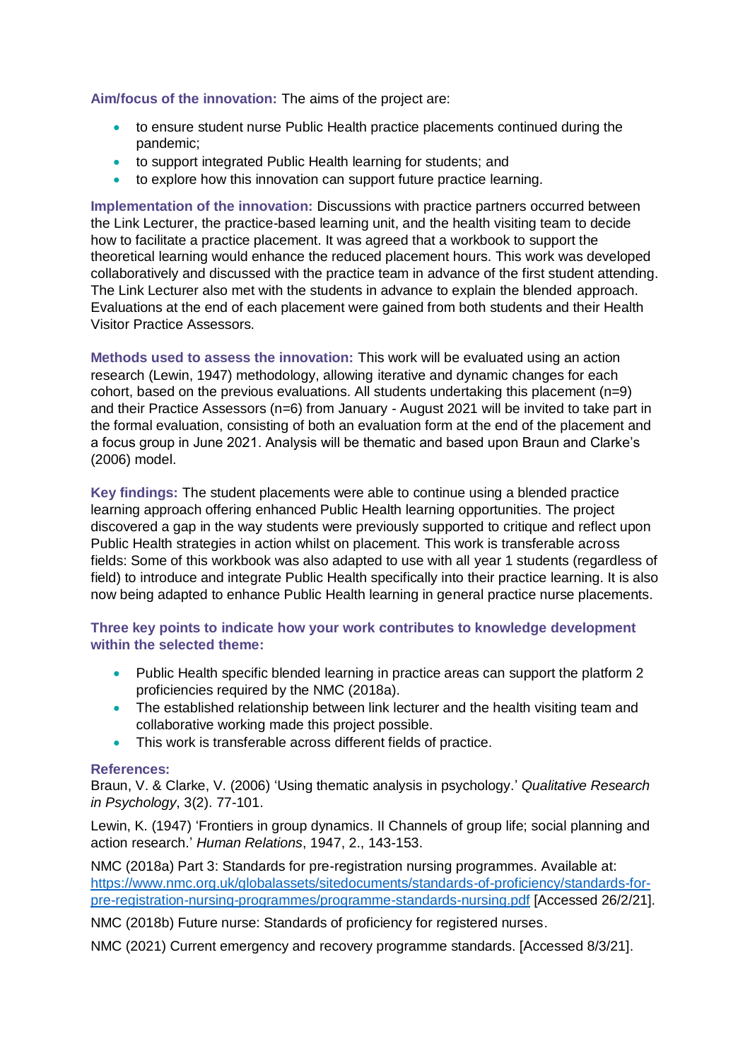**Aim/focus of the innovation:** The aims of the project are:

- to ensure student nurse Public Health practice placements continued during the pandemic;
- to support integrated Public Health learning for students; and
- to explore how this innovation can support future practice learning.

**Implementation of the innovation:** Discussions with practice partners occurred between the Link Lecturer, the practice-based learning unit, and the health visiting team to decide how to facilitate a practice placement. It was agreed that a workbook to support the theoretical learning would enhance the reduced placement hours. This work was developed collaboratively and discussed with the practice team in advance of the first student attending. The Link Lecturer also met with the students in advance to explain the blended approach. Evaluations at the end of each placement were gained from both students and their Health Visitor Practice Assessors.

**Methods used to assess the innovation:** This work will be evaluated using an action research (Lewin, 1947) methodology, allowing iterative and dynamic changes for each cohort, based on the previous evaluations. All students undertaking this placement (n=9) and their Practice Assessors (n=6) from January - August 2021 will be invited to take part in the formal evaluation, consisting of both an evaluation form at the end of the placement and a focus group in June 2021. Analysis will be thematic and based upon Braun and Clarke's (2006) model.

**Key findings:** The student placements were able to continue using a blended practice learning approach offering enhanced Public Health learning opportunities. The project discovered a gap in the way students were previously supported to critique and reflect upon Public Health strategies in action whilst on placement. This work is transferable across fields: Some of this workbook was also adapted to use with all year 1 students (regardless of field) to introduce and integrate Public Health specifically into their practice learning. It is also now being adapted to enhance Public Health learning in general practice nurse placements.

**Three key points to indicate how your work contributes to knowledge development within the selected theme:**

- Public Health specific blended learning in practice areas can support the platform 2 proficiencies required by the NMC (2018a).
- The established relationship between link lecturer and the health visiting team and collaborative working made this project possible.
- This work is transferable across different fields of practice.

**References:**

Braun, V. & Clarke, V. (2006) 'Using thematic analysis in psychology.' *Qualitative Research in Psychology*, 3(2). 77-101.

Lewin, K. (1947) 'Frontiers in group dynamics. II Channels of group life; social planning and action research.' *Human Relations*, 1947, 2., 143-153.

NMC (2018a) Part 3: Standards for pre-registration nursing programmes. Available at: [https://www.nmc.org.uk/globalassets/sitedocuments/standards-of-proficiency/standards-for-pre-registration-nursing-programmes/programme-standards-nursing.pdf](https://www.nmc.org.uk/globalassets/sitedocuments/standards-of-proficiency/standards-for-pre-registration-nursing-programmes/programme-standards-nursing.pdf) [Accessed 26/2/21].

NMC (2018b) Future nurse: Standards of proficiency for registered nurses.

NMC (2021) Current emergency and recovery programme standards. [Accessed 8/3/21].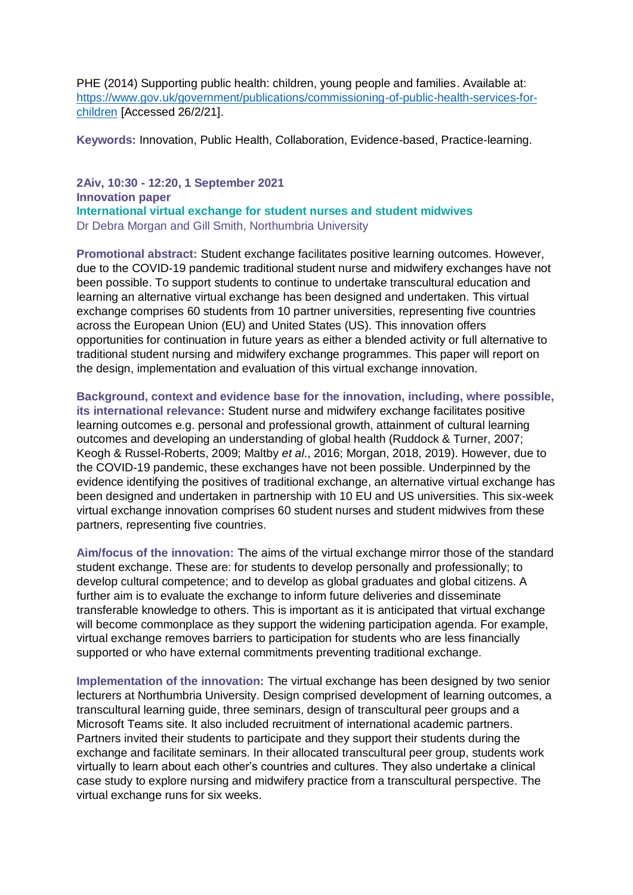PHE (2014) Supporting public health: children, young people and families. Available at: https://www.gov.uk/government/publications/commissioning-of-public-health-services-for-children [Accessed 26/2/21].

**Keywords:** Innovation, Public Health, Collaboration, Evidence-based, Practice-learning.

**2Aiv, 10:30 - 12:20, 1 September 2021**
**Innovation paper**

## International virtual exchange for student nurses and student midwives

Dr Debra Morgan and Gill Smith, Northumbria University

**Promotional abstract:** Student exchange facilitates positive learning outcomes. However, due to the COVID-19 pandemic traditional student nurse and midwifery exchanges have not been possible. To support students to continue to undertake transcultural education and learning an alternative virtual exchange has been designed and undertaken. This virtual exchange comprises 60 students from 10 partner universities, representing five countries across the European Union (EU) and United States (US). This innovation offers opportunities for continuation in future years as either a blended activity or full alternative to traditional student nursing and midwifery exchange programmes. This paper will report on the design, implementation and evaluation of this virtual exchange innovation.

**Background, context and evidence base for the innovation, including, where possible, its international relevance:** Student nurse and midwifery exchange facilitates positive learning outcomes e.g. personal and professional growth, attainment of cultural learning outcomes and developing an understanding of global health (Ruddock & Turner, 2007; Keogh & Russel-Roberts, 2009; Maltby *et al*., 2016; Morgan, 2018, 2019). However, due to the COVID-19 pandemic, these exchanges have not been possible. Underpinned by the evidence identifying the positives of traditional exchange, an alternative virtual exchange has been designed and undertaken in partnership with 10 EU and US universities. This six-week virtual exchange innovation comprises 60 student nurses and student midwives from these partners, representing five countries.

**Aim/focus of the innovation:** The aims of the virtual exchange mirror those of the standard student exchange. These are: for students to develop personally and professionally; to develop cultural competence; and to develop as global graduates and global citizens. A further aim is to evaluate the exchange to inform future deliveries and disseminate transferable knowledge to others. This is important as it is anticipated that virtual exchange will become commonplace as they support the widening participation agenda. For example, virtual exchange removes barriers to participation for students who are less financially supported or who have external commitments preventing traditional exchange.

**Implementation of the innovation:** The virtual exchange has been designed by two senior lecturers at Northumbria University. Design comprised development of learning outcomes, a transcultural learning guide, three seminars, design of transcultural peer groups and a Microsoft Teams site. It also included recruitment of international academic partners. Partners invited their students to participate and they support their students during the exchange and facilitate seminars. In their allocated transcultural peer group, students work virtually to learn about each other's countries and cultures. They also undertake a clinical case study to explore nursing and midwifery practice from a transcultural perspective. The virtual exchange runs for six weeks.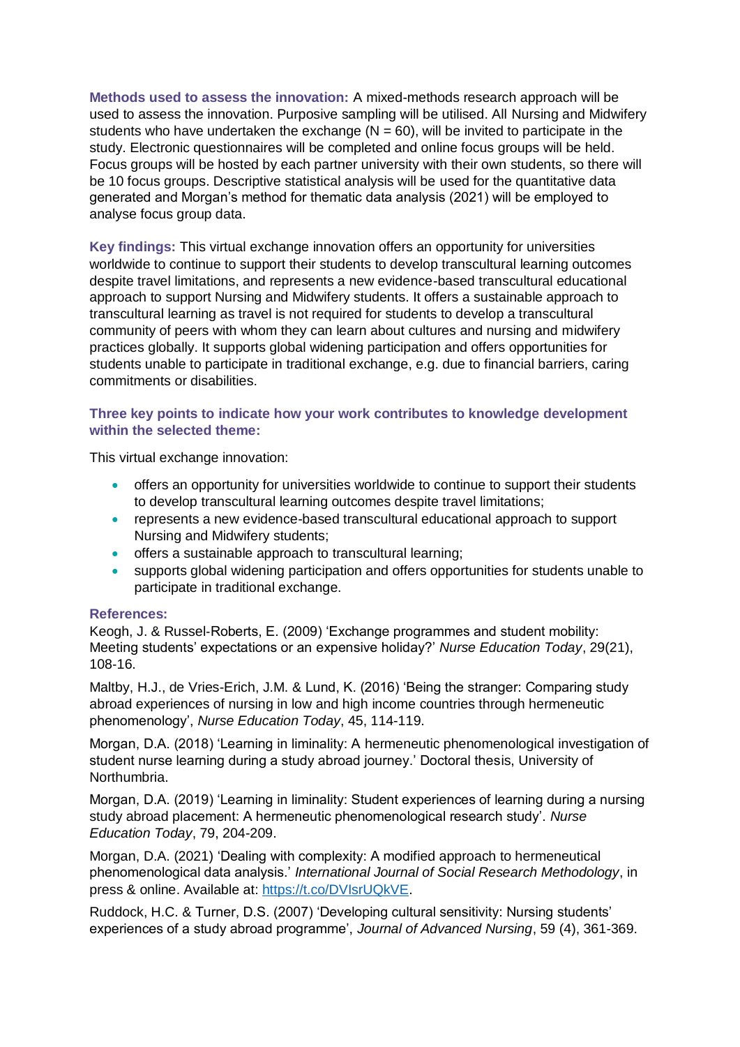**Methods used to assess the innovation:** A mixed-methods research approach will be used to assess the innovation. Purposive sampling will be utilised. All Nursing and Midwifery students who have undertaken the exchange (N = 60), will be invited to participate in the study. Electronic questionnaires will be completed and online focus groups will be held. Focus groups will be hosted by each partner university with their own students, so there will be 10 focus groups. Descriptive statistical analysis will be used for the quantitative data generated and Morgan's method for thematic data analysis (2021) will be employed to analyse focus group data.

**Key findings:** This virtual exchange innovation offers an opportunity for universities worldwide to continue to support their students to develop transcultural learning outcomes despite travel limitations, and represents a new evidence-based transcultural educational approach to support Nursing and Midwifery students. It offers a sustainable approach to transcultural learning as travel is not required for students to develop a transcultural community of peers with whom they can learn about cultures and nursing and midwifery practices globally. It supports global widening participation and offers opportunities for students unable to participate in traditional exchange, e.g. due to financial barriers, caring commitments or disabilities.

**Three key points to indicate how your work contributes to knowledge development within the selected theme:**

This virtual exchange innovation:

- offers an opportunity for universities worldwide to continue to support their students to develop transcultural learning outcomes despite travel limitations;
- represents a new evidence-based transcultural educational approach to support Nursing and Midwifery students;
- offers a sustainable approach to transcultural learning;
- supports global widening participation and offers opportunities for students unable to participate in traditional exchange.

**References:**

Keogh, J. & Russel-Roberts, E. (2009) 'Exchange programmes and student mobility: Meeting students' expectations or an expensive holiday?' *Nurse Education Today*, 29(21), 108-16.

Maltby, H.J., de Vries-Erich, J.M. & Lund, K. (2016) 'Being the stranger: Comparing study abroad experiences of nursing in low and high income countries through hermeneutic phenomenology', *Nurse Education Today*, 45, 114-119.

Morgan, D.A. (2018) 'Learning in liminality: A hermeneutic phenomenological investigation of student nurse learning during a study abroad journey.' Doctoral thesis, University of Northumbria.

Morgan, D.A. (2019) 'Learning in liminality: Student experiences of learning during a nursing study abroad placement: A hermeneutic phenomenological research study'. *Nurse Education Today*, 79, 204-209.

Morgan, D.A. (2021) 'Dealing with complexity: A modified approach to hermeneutical phenomenological data analysis.' *International Journal of Social Research Methodology*, in press & online. Available at: [https://t.co/DVIsrUQkVE](https://t.co/DVIsrUQkVE).

Ruddock, H.C. & Turner, D.S. (2007) 'Developing cultural sensitivity: Nursing students' experiences of a study abroad programme', *Journal of Advanced Nursing*, 59 (4), 361-369.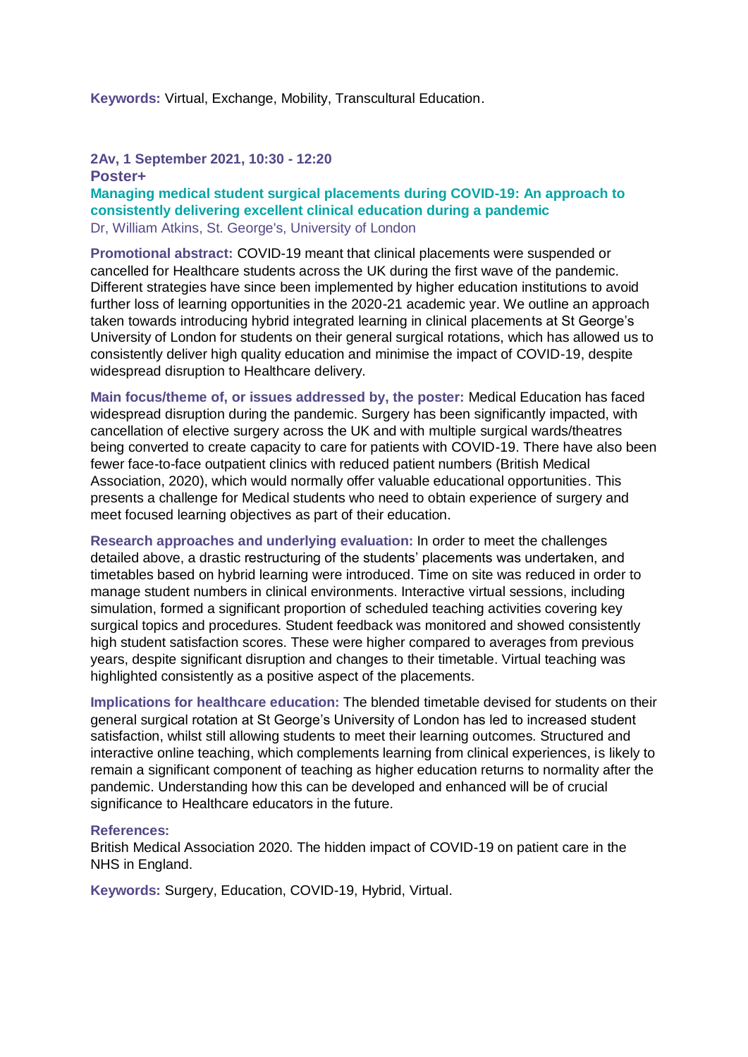**Keywords:** Virtual, Exchange, Mobility, Transcultural Education.

**2Av, 1 September 2021, 10:30 - 12:20**

**Poster+**

### Managing medical student surgical placements during COVID-19: An approach to consistently delivering excellent clinical education during a pandemic

Dr, William Atkins, St. George's, University of London

**Promotional abstract:** COVID-19 meant that clinical placements were suspended or cancelled for Healthcare students across the UK during the first wave of the pandemic. Different strategies have since been implemented by higher education institutions to avoid further loss of learning opportunities in the 2020-21 academic year. We outline an approach taken towards introducing hybrid integrated learning in clinical placements at St George's University of London for students on their general surgical rotations, which has allowed us to consistently deliver high quality education and minimise the impact of COVID-19, despite widespread disruption to Healthcare delivery.

**Main focus/theme of, or issues addressed by, the poster:** Medical Education has faced widespread disruption during the pandemic. Surgery has been significantly impacted, with cancellation of elective surgery across the UK and with multiple surgical wards/theatres being converted to create capacity to care for patients with COVID-19. There have also been fewer face-to-face outpatient clinics with reduced patient numbers (British Medical Association, 2020), which would normally offer valuable educational opportunities. This presents a challenge for Medical students who need to obtain experience of surgery and meet focused learning objectives as part of their education.

**Research approaches and underlying evaluation:** In order to meet the challenges detailed above, a drastic restructuring of the students' placements was undertaken, and timetables based on hybrid learning were introduced. Time on site was reduced in order to manage student numbers in clinical environments. Interactive virtual sessions, including simulation, formed a significant proportion of scheduled teaching activities covering key surgical topics and procedures. Student feedback was monitored and showed consistently high student satisfaction scores. These were higher compared to averages from previous years, despite significant disruption and changes to their timetable. Virtual teaching was highlighted consistently as a positive aspect of the placements.

**Implications for healthcare education:** The blended timetable devised for students on their general surgical rotation at St George's University of London has led to increased student satisfaction, whilst still allowing students to meet their learning outcomes. Structured and interactive online teaching, which complements learning from clinical experiences, is likely to remain a significant component of teaching as higher education returns to normality after the pandemic. Understanding how this can be developed and enhanced will be of crucial significance to Healthcare educators in the future.

**References:**

British Medical Association 2020. The hidden impact of COVID-19 on patient care in the NHS in England.

**Keywords:** Surgery, Education, COVID-19, Hybrid, Virtual.